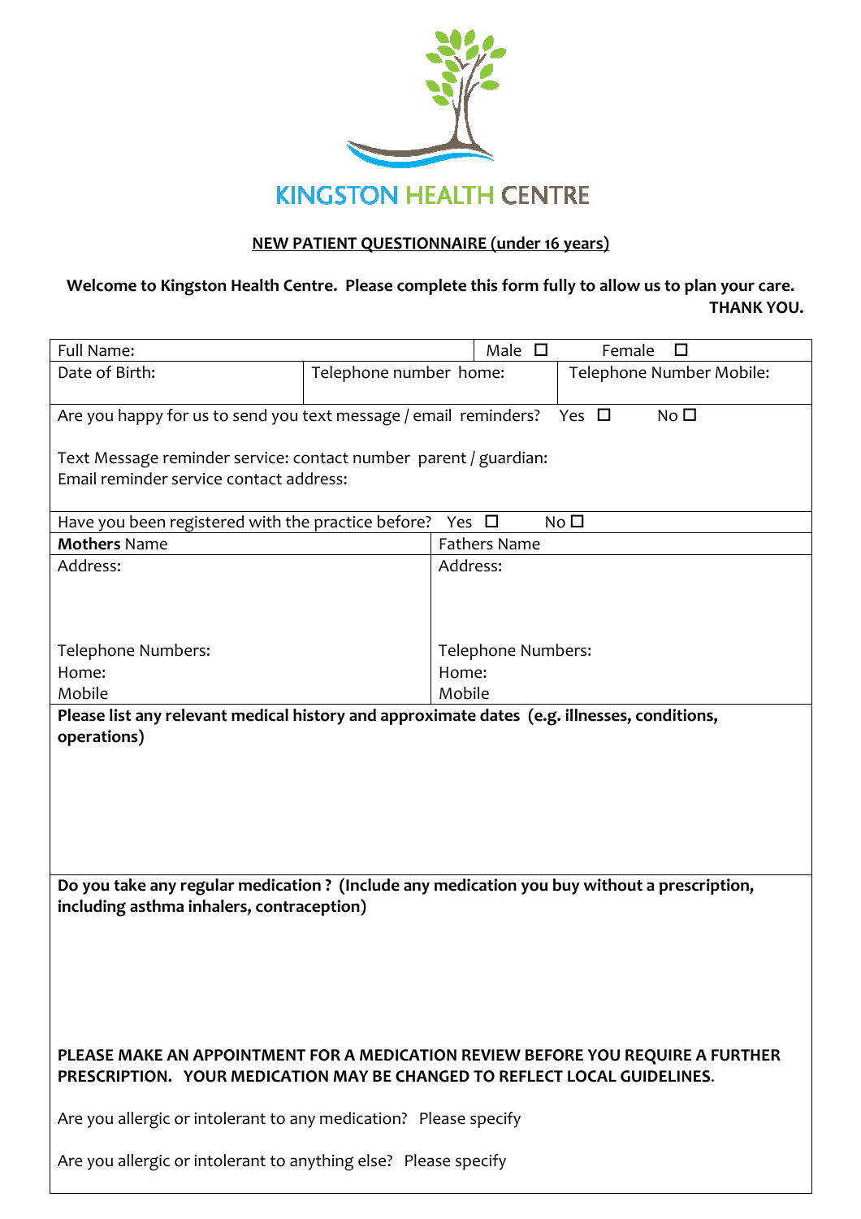# KINGSTON HEALTH CENTRE

## NEW PATIENT QUESTIONNAIRE (under 16 years)

**Welcome to Kingston Health Centre. Please complete this form fully to allow us to plan your care. THANK YOU.**

| Full Name: | | Male ☐ | Female ☐ |
|---|---|---|---|
| Date of Birth: | Telephone number home: | | Telephone Number Mobile: |

Are you happy for us to send you text message / email reminders? Yes ☐ No ☐

Text Message reminder service: contact number parent / guardian:
Email reminder service contact address:

Have you been registered with the practice before? Yes ☐ No ☐

| **Mothers** Name | Fathers Name |
|---|---|
| Address: | Address: |
| Telephone Numbers:<br>Home:<br>Mobile | Telephone Numbers:<br>Home:<br>Mobile |

**Please list any relevant medical history and approximate dates (e.g. illnesses, conditions, operations)**

**Do you take any regular medication ? (Include any medication you buy without a prescription, including asthma inhalers, contraception)**

**PLEASE MAKE AN APPOINTMENT FOR A MEDICATION REVIEW BEFORE YOU REQUIRE A FURTHER PRESCRIPTION. YOUR MEDICATION MAY BE CHANGED TO REFLECT LOCAL GUIDELINES.**

Are you allergic or intolerant to any medication? Please specify

Are you allergic or intolerant to anything else? Please specify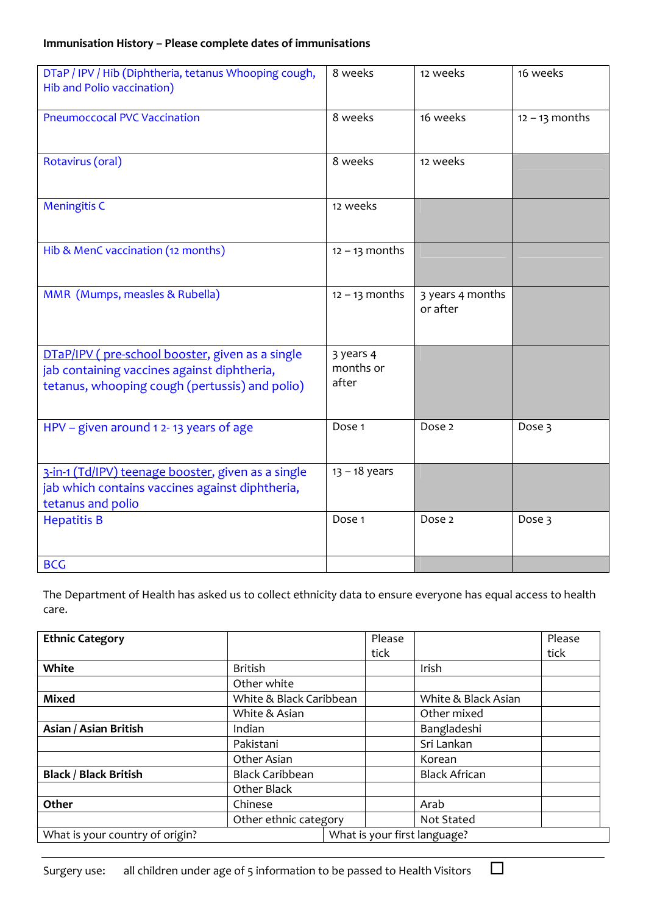**Immunisation History – Please complete dates of immunisations**

| | | | |
|---|---|---|---|
| DTaP / IPV / Hib (Diphtheria, tetanus Whooping cough, Hib and Polio vaccination) | 8 weeks | 12 weeks | 16 weeks |
| Pneumoccocal PVC Vaccination | 8 weeks | 16 weeks | 12 – 13 months |
| Rotavirus (oral) | 8 weeks | 12 weeks | |
| Meningitis C | 12 weeks | | |
| Hib & MenC vaccination (12 months) | 12 – 13 months | | |
| MMR (Mumps, measles & Rubella) | 12 – 13 months | 3 years 4 months or after | |
| DTaP/IPV ( pre-school booster, given as a single jab containing vaccines against diphtheria, tetanus, whooping cough (pertussis) and polio) | 3 years 4 months or after | | |
| HPV – given around 1 2- 13 years of age | Dose 1 | Dose 2 | Dose 3 |
| 3-in-1 (Td/IPV) teenage booster, given as a single jab which contains vaccines against diphtheria, tetanus and polio | 13 – 18 years | | |
| Hepatitis B | Dose 1 | Dose 2 | Dose 3 |
| BCG | | | |

The Department of Health has asked us to collect ethnicity data to ensure everyone has equal access to health care.

| **Ethnic Category** | | Please tick | | Please tick |
|---|---|---|---|---|
| **White** | British | | Irish | |
| | Other white | | | |
| **Mixed** | White & Black Caribbean | | White & Black Asian | |
| | White & Asian | | Other mixed | |
| **Asian / Asian British** | Indian | | Bangladeshi | |
| | Pakistani | | Sri Lankan | |
| | Other Asian | | Korean | |
| **Black / Black British** | Black Caribbean | | Black African | |
| | Other Black | | | |
| **Other** | Chinese | | Arab | |
| | Other ethnic category | | Not Stated | |
| What is your country of origin? | | What is your first language? | | |

Surgery use: all children under age of 5 information to be passed to Health Visitors ☐